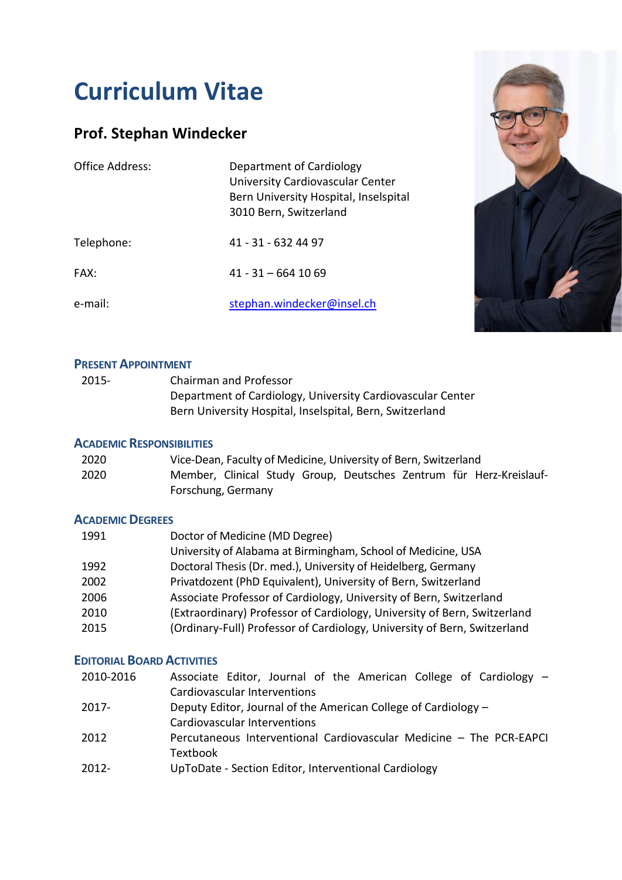# Curriculum Vitae

## Prof. Stephan Windecker

| | |
|---|---|
| Office Address: | Department of Cardiology<br>University Cardiovascular Center<br>Bern University Hospital, Inselspital<br>3010 Bern, Switzerland |
| Telephone: | 41 - 31 - 632 44 97 |
| FAX: | 41 - 31 – 664 10 69 |
| e-mail: | [stephan.windecker@insel.ch](mailto:stephan.windecker@insel.ch) |

### Present Appointment

| | |
|---|---|
| 2015- | Chairman and Professor<br>Department of Cardiology, University Cardiovascular Center<br>Bern University Hospital, Inselspital, Bern, Switzerland |

### Academic Responsibilities

| | |
|---|---|
| 2020 | Vice-Dean, Faculty of Medicine, University of Bern, Switzerland |
| 2020 | Member, Clinical Study Group, Deutsches Zentrum für Herz-Kreislauf-Forschung, Germany |

### Academic Degrees

| | |
|---|---|
| 1991 | Doctor of Medicine (MD Degree)<br>University of Alabama at Birmingham, School of Medicine, USA |
| 1992 | Doctoral Thesis (Dr. med.), University of Heidelberg, Germany |
| 2002 | Privatdozent (PhD Equivalent), University of Bern, Switzerland |
| 2006 | Associate Professor of Cardiology, University of Bern, Switzerland |
| 2010 | (Extraordinary) Professor of Cardiology, University of Bern, Switzerland |
| 2015 | (Ordinary-Full) Professor of Cardiology, University of Bern, Switzerland |

### Editorial Board Activities

| | |
|---|---|
| 2010-2016 | Associate Editor, Journal of the American College of Cardiology – Cardiovascular Interventions |
| 2017- | Deputy Editor, Journal of the American College of Cardiology – Cardiovascular Interventions |
| 2012 | Percutaneous Interventional Cardiovascular Medicine – The PCR-EAPCI Textbook |
| 2012- | UpToDate - Section Editor, Interventional Cardiology |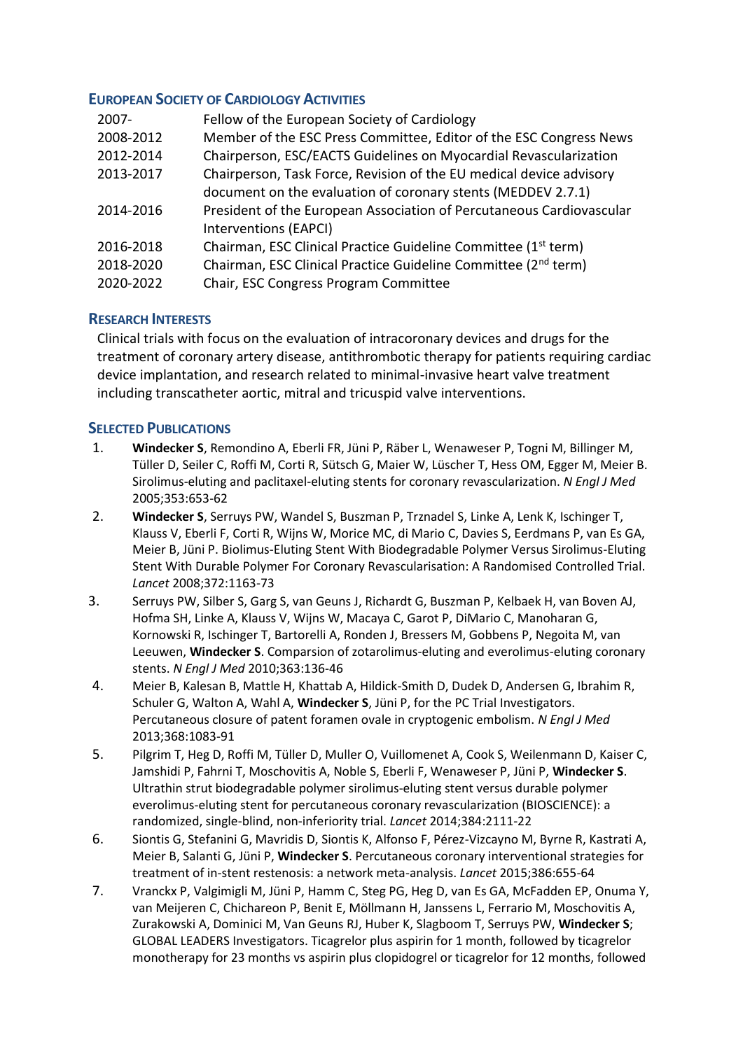## European Society of Cardiology Activities

| | |
|---|---|
| 2007- | Fellow of the European Society of Cardiology |
| 2008-2012 | Member of the ESC Press Committee, Editor of the ESC Congress News |
| 2012-2014 | Chairperson, ESC/EACTS Guidelines on Myocardial Revascularization |
| 2013-2017 | Chairperson, Task Force, Revision of the EU medical device advisory document on the evaluation of coronary stents (MEDDEV 2.7.1) |
| 2014-2016 | President of the European Association of Percutaneous Cardiovascular Interventions (EAPCI) |
| 2016-2018 | Chairman, ESC Clinical Practice Guideline Committee (1st term) |
| 2018-2020 | Chairman, ESC Clinical Practice Guideline Committee (2nd term) |
| 2020-2022 | Chair, ESC Congress Program Committee |

## Research Interests

Clinical trials with focus on the evaluation of intracoronary devices and drugs for the treatment of coronary artery disease, antithrombotic therapy for patients requiring cardiac device implantation, and research related to minimal-invasive heart valve treatment including transcatheter aortic, mitral and tricuspid valve interventions.

## Selected Publications

1. **Windecker S**, Remondino A, Eberli FR, Jüni P, Räber L, Wenaweser P, Togni M, Billinger M, Tüller D, Seiler C, Roffi M, Corti R, Sütsch G, Maier W, Lüscher T, Hess OM, Egger M, Meier B. Sirolimus-eluting and paclitaxel-eluting stents for coronary revascularization. *N Engl J Med* 2005;353:653-62
2. **Windecker S**, Serruys PW, Wandel S, Buszman P, Trznadel S, Linke A, Lenk K, Ischinger T, Klauss V, Eberli F, Corti R, Wijns W, Morice MC, di Mario C, Davies S, Eerdmans P, van Es GA, Meier B, Jüni P. Biolimus-Eluting Stent With Biodegradable Polymer Versus Sirolimus-Eluting Stent With Durable Polymer For Coronary Revascularisation: A Randomised Controlled Trial. *Lancet* 2008;372:1163-73
3. Serruys PW, Silber S, Garg S, van Geuns J, Richardt G, Buszman P, Kelbaek H, van Boven AJ, Hofma SH, Linke A, Klauss V, Wijns W, Macaya C, Garot P, DiMario C, Manoharan G, Kornowski R, Ischinger T, Bartorelli A, Ronden J, Bressers M, Gobbens P, Negoita M, van Leeuwen, **Windecker S**. Comparison of zotarolimus-eluting and everolimus-eluting coronary stents. *N Engl J Med* 2010;363:136-46
4. Meier B, Kalesan B, Mattle H, Khattab A, Hildick-Smith D, Dudek D, Andersen G, Ibrahim R, Schuler G, Walton A, Wahl A, **Windecker S**, Jüni P, for the PC Trial Investigators. Percutaneous closure of patent foramen ovale in cryptogenic embolism. *N Engl J Med* 2013;368:1083-91
5. Pilgrim T, Heg D, Roffi M, Tüller D, Muller O, Vuillomenet A, Cook S, Weilenmann D, Kaiser C, Jamshidi P, Fahrni T, Moschovitis A, Noble S, Eberli F, Wenaweser P, Jüni P, **Windecker S**. Ultrathin strut biodegradable polymer sirolimus-eluting stent versus durable polymer everolimus-eluting stent for percutaneous coronary revascularization (BIOSCIENCE): a randomized, single-blind, non-inferiority trial. *Lancet* 2014;384:2111-22
6. Siontis G, Stefanini G, Mavridis D, Siontis K, Alfonso F, Pérez-Vizcayno M, Byrne R, Kastrati A, Meier B, Salanti G, Jüni P, **Windecker S**. Percutaneous coronary interventional strategies for treatment of in-stent restenosis: a network meta-analysis. *Lancet* 2015;386:655-64
7. Vranckx P, Valgimigli M, Jüni P, Hamm C, Steg PG, Heg D, van Es GA, McFadden EP, Onuma Y, van Meijeren C, Chichareon P, Benit E, Möllmann H, Janssens L, Ferrario M, Moschovitis A, Zurakowski A, Dominici M, Van Geuns RJ, Huber K, Slagboom T, Serruys PW, **Windecker S**; GLOBAL LEADERS Investigators. Ticagrelor plus aspirin for 1 month, followed by ticagrelor monotherapy for 23 months vs aspirin plus clopidogrel or ticagrelor for 12 months, followed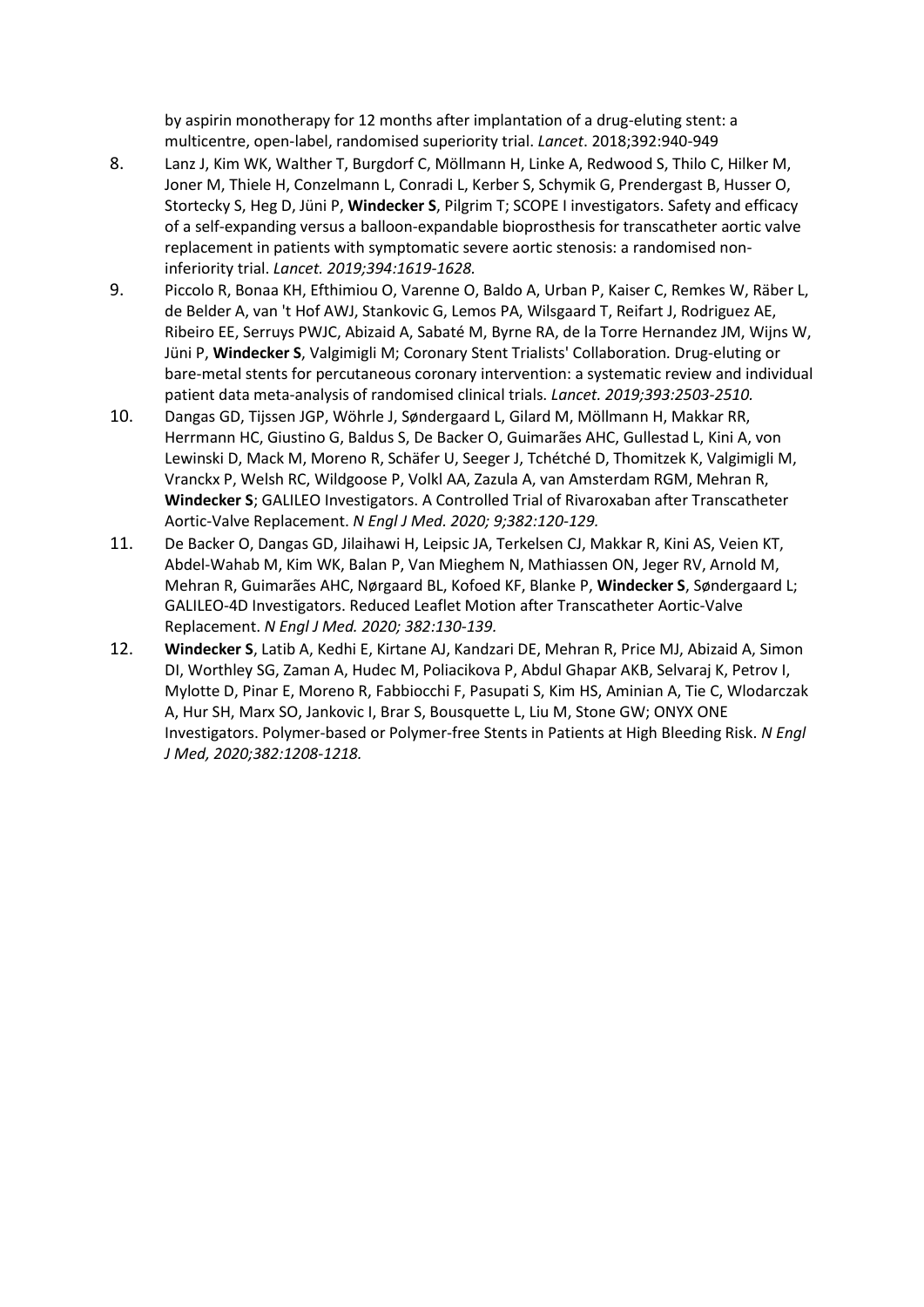by aspirin monotherapy for 12 months after implantation of a drug-eluting stent: a multicentre, open-label, randomised superiority trial. *Lancet*. 2018;392:940-949

8. Lanz J, Kim WK, Walther T, Burgdorf C, Möllmann H, Linke A, Redwood S, Thilo C, Hilker M, Joner M, Thiele H, Conzelmann L, Conradi L, Kerber S, Schymik G, Prendergast B, Husser O, Stortecky S, Heg D, Jüni P, **Windecker S**, Pilgrim T; SCOPE I investigators. Safety and efficacy of a self-expanding versus a balloon-expandable bioprosthesis for transcatheter aortic valve replacement in patients with symptomatic severe aortic stenosis: a randomised non-inferiority trial. *Lancet. 2019;394:1619-1628.*
9. Piccolo R, Bonaa KH, Efthimiou O, Varenne O, Baldo A, Urban P, Kaiser C, Remkes W, Räber L, de Belder A, van 't Hof AWJ, Stankovic G, Lemos PA, Wilsgaard T, Reifart J, Rodriguez AE, Ribeiro EE, Serruys PWJC, Abizaid A, Sabaté M, Byrne RA, de la Torre Hernandez JM, Wijns W, Jüni P, **Windecker S**, Valgimigli M; Coronary Stent Trialists' Collaboration. Drug-eluting or bare-metal stents for percutaneous coronary intervention: a systematic review and individual patient data meta-analysis of randomised clinical trials. *Lancet. 2019;393:2503-2510.*
10. Dangas GD, Tijssen JGP, Wöhrle J, Søndergaard L, Gilard M, Möllmann H, Makkar RR, Herrmann HC, Giustino G, Baldus S, De Backer O, Guimarães AHC, Gullestad L, Kini A, von Lewinski D, Mack M, Moreno R, Schäfer U, Seeger J, Tchétché D, Thomitzek K, Valgimigli M, Vranckx P, Welsh RC, Wildgoose P, Volkl AA, Zazula A, van Amsterdam RGM, Mehran R, **Windecker S**; GALILEO Investigators. A Controlled Trial of Rivaroxaban after Transcatheter Aortic-Valve Replacement. *N Engl J Med. 2020; 9;382:120-129.*
11. De Backer O, Dangas GD, Jilaihawi H, Leipsic JA, Terkelsen CJ, Makkar R, Kini AS, Veien KT, Abdel-Wahab M, Kim WK, Balan P, Van Mieghem N, Mathiassen ON, Jeger RV, Arnold M, Mehran R, Guimarães AHC, Nørgaard BL, Kofoed KF, Blanke P, **Windecker S**, Søndergaard L; GALILEO-4D Investigators. Reduced Leaflet Motion after Transcatheter Aortic-Valve Replacement. *N Engl J Med. 2020; 382:130-139*.
12. **Windecker S**, Latib A, Kedhi E, Kirtane AJ, Kandzari DE, Mehran R, Price MJ, Abizaid A, Simon DI, Worthley SG, Zaman A, Hudec M, Poliacikova P, Abdul Ghapar AKB, Selvaraj K, Petrov I, Mylotte D, Pinar E, Moreno R, Fabbiocchi F, Pasupati S, Kim HS, Aminian A, Tie C, Wlodarczak A, Hur SH, Marx SO, Jankovic I, Brar S, Bousquette L, Liu M, Stone GW; ONYX ONE Investigators. Polymer-based or Polymer-free Stents in Patients at High Bleeding Risk. *N Engl J Med, 2020;382:1208-1218.*